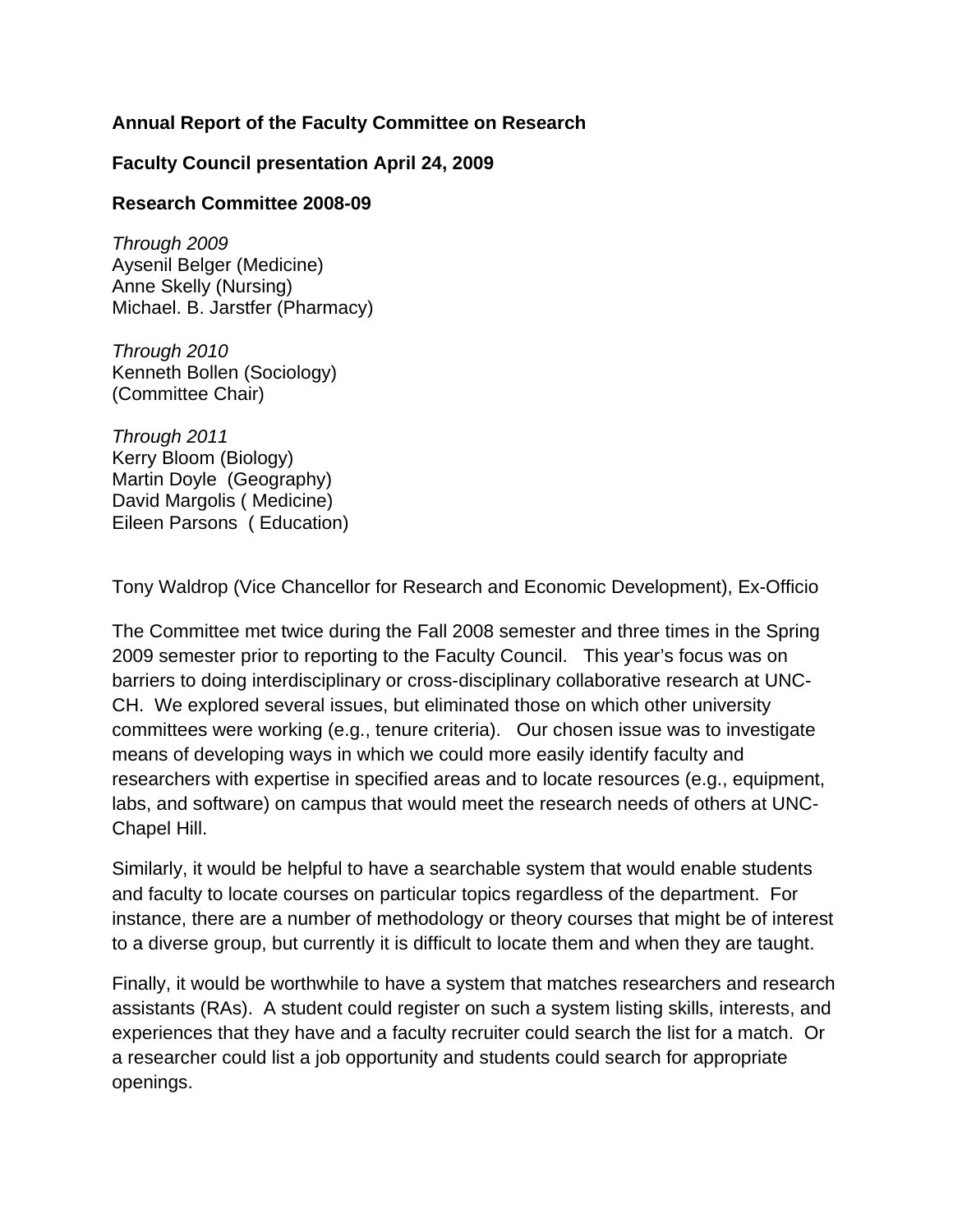**Annual Report of the Faculty Committee on Research**

**Faculty Council presentation April 24, 2009**

**Research Committee 2008-09**

*Through 2009*
Aysenil Belger (Medicine)
Anne Skelly (Nursing)
Michael. B. Jarstfer (Pharmacy)

*Through 2010*
Kenneth Bollen (Sociology)
(Committee Chair)

*Through 2011*
Kerry Bloom (Biology)
Martin Doyle (Geography)
David Margolis ( Medicine)
Eileen Parsons ( Education)

Tony Waldrop (Vice Chancellor for Research and Economic Development), Ex-Officio

The Committee met twice during the Fall 2008 semester and three times in the Spring 2009 semester prior to reporting to the Faculty Council. This year's focus was on barriers to doing interdisciplinary or cross-disciplinary collaborative research at UNC-CH. We explored several issues, but eliminated those on which other university committees were working (e.g., tenure criteria). Our chosen issue was to investigate means of developing ways in which we could more easily identify faculty and researchers with expertise in specified areas and to locate resources (e.g., equipment, labs, and software) on campus that would meet the research needs of others at UNC-Chapel Hill.

Similarly, it would be helpful to have a searchable system that would enable students and faculty to locate courses on particular topics regardless of the department. For instance, there are a number of methodology or theory courses that might be of interest to a diverse group, but currently it is difficult to locate them and when they are taught.

Finally, it would be worthwhile to have a system that matches researchers and research assistants (RAs). A student could register on such a system listing skills, interests, and experiences that they have and a faculty recruiter could search the list for a match. Or a researcher could list a job opportunity and students could search for appropriate openings.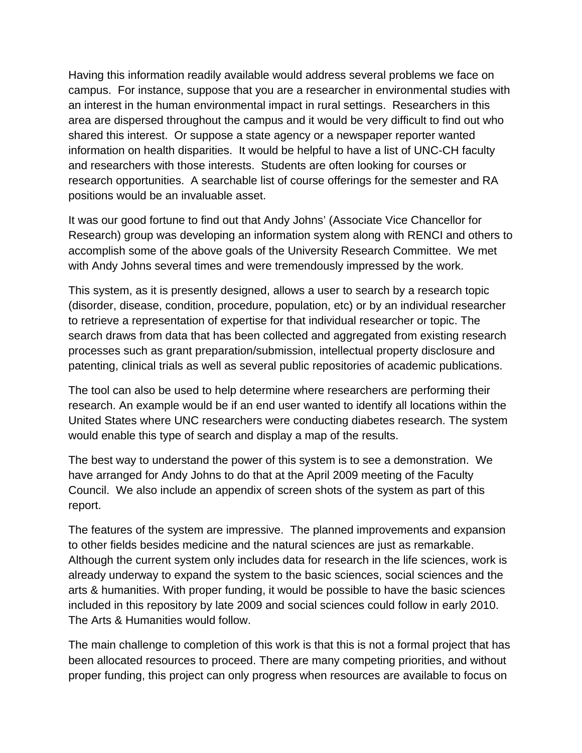Having this information readily available would address several problems we face on campus. For instance, suppose that you are a researcher in environmental studies with an interest in the human environmental impact in rural settings. Researchers in this area are dispersed throughout the campus and it would be very difficult to find out who shared this interest. Or suppose a state agency or a newspaper reporter wanted information on health disparities. It would be helpful to have a list of UNC-CH faculty and researchers with those interests. Students are often looking for courses or research opportunities. A searchable list of course offerings for the semester and RA positions would be an invaluable asset.

It was our good fortune to find out that Andy Johns' (Associate Vice Chancellor for Research) group was developing an information system along with RENCI and others to accomplish some of the above goals of the University Research Committee. We met with Andy Johns several times and were tremendously impressed by the work.

This system, as it is presently designed, allows a user to search by a research topic (disorder, disease, condition, procedure, population, etc) or by an individual researcher to retrieve a representation of expertise for that individual researcher or topic. The search draws from data that has been collected and aggregated from existing research processes such as grant preparation/submission, intellectual property disclosure and patenting, clinical trials as well as several public repositories of academic publications.

The tool can also be used to help determine where researchers are performing their research. An example would be if an end user wanted to identify all locations within the United States where UNC researchers were conducting diabetes research. The system would enable this type of search and display a map of the results.

The best way to understand the power of this system is to see a demonstration. We have arranged for Andy Johns to do that at the April 2009 meeting of the Faculty Council. We also include an appendix of screen shots of the system as part of this report.

The features of the system are impressive. The planned improvements and expansion to other fields besides medicine and the natural sciences are just as remarkable. Although the current system only includes data for research in the life sciences, work is already underway to expand the system to the basic sciences, social sciences and the arts & humanities. With proper funding, it would be possible to have the basic sciences included in this repository by late 2009 and social sciences could follow in early 2010. The Arts & Humanities would follow.

The main challenge to completion of this work is that this is not a formal project that has been allocated resources to proceed. There are many competing priorities, and without proper funding, this project can only progress when resources are available to focus on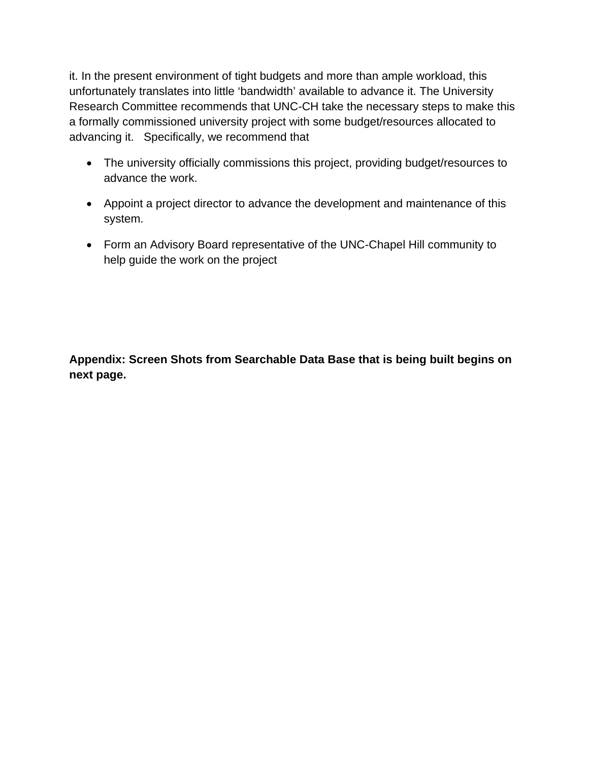it. In the present environment of tight budgets and more than ample workload, this unfortunately translates into little 'bandwidth' available to advance it. The University Research Committee recommends that UNC-CH take the necessary steps to make this a formally commissioned university project with some budget/resources allocated to advancing it. Specifically, we recommend that

- The university officially commissions this project, providing budget/resources to advance the work.
- Appoint a project director to advance the development and maintenance of this system.
- Form an Advisory Board representative of the UNC-Chapel Hill community to help guide the work on the project

**Appendix: Screen Shots from Searchable Data Base that is being built begins on next page.**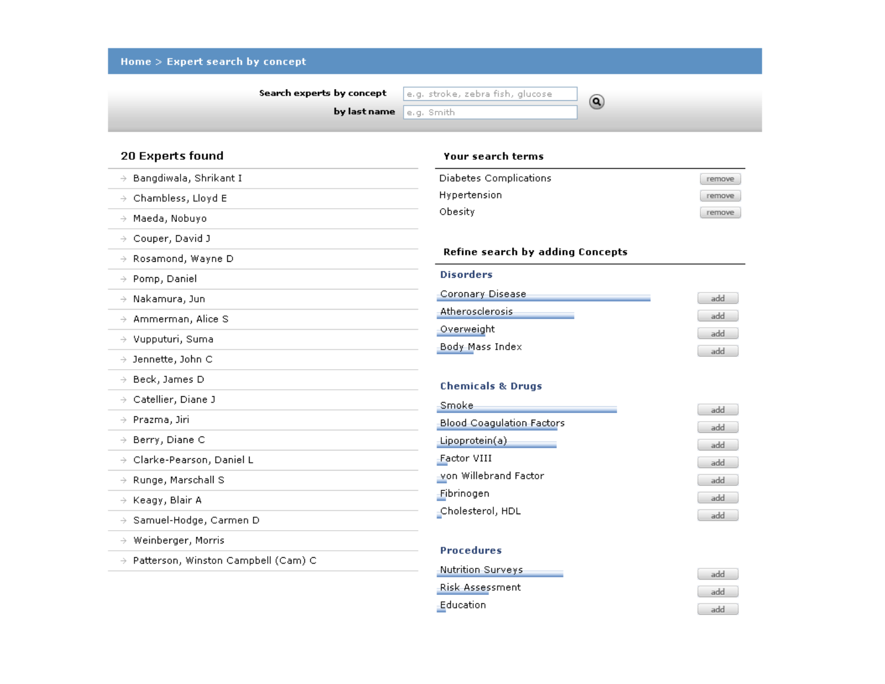**Home > Expert search by concept**

**Search experts by concept** e.g. stroke, zebra fish, glucose

**by last name** e.g. Smith

## 20 Experts found

- Bangdiwala, Shrikant I
- Chambless, Lloyd E
- Maeda, Nobuyo
- Couper, David J
- Rosamond, Wayne D
- Pomp, Daniel
- Nakamura, Jun
- Ammerman, Alice S
- Vupputuri, Suma
- Jennette, John C
- Beck, James D
- Catellier, Diane J
- Prazma, Jiri
- Berry, Diane C
- Clarke-Pearson, Daniel L
- Runge, Marschall S
- Keagy, Blair A
- Samuel-Hodge, Carmen D
- Weinberger, Morris
- Patterson, Winston Campbell (Cam) C

### Your search terms

- Diabetes Complications — remove
- Hypertension — remove
- Obesity — remove

### Refine search by adding Concepts

**Disorders**

- Coronary Disease — add
- Atherosclerosis — add
- Overweight — add
- Body Mass Index — add

**Chemicals & Drugs**

- Smoke — add
- Blood Coagulation Factors — add
- Lipoprotein(a) — add
- Factor VIII — add
- von Willebrand Factor — add
- Fibrinogen — add
- Cholesterol, HDL — add

**Procedures**

- Nutrition Surveys — add
- Risk Assessment — add
- Education — add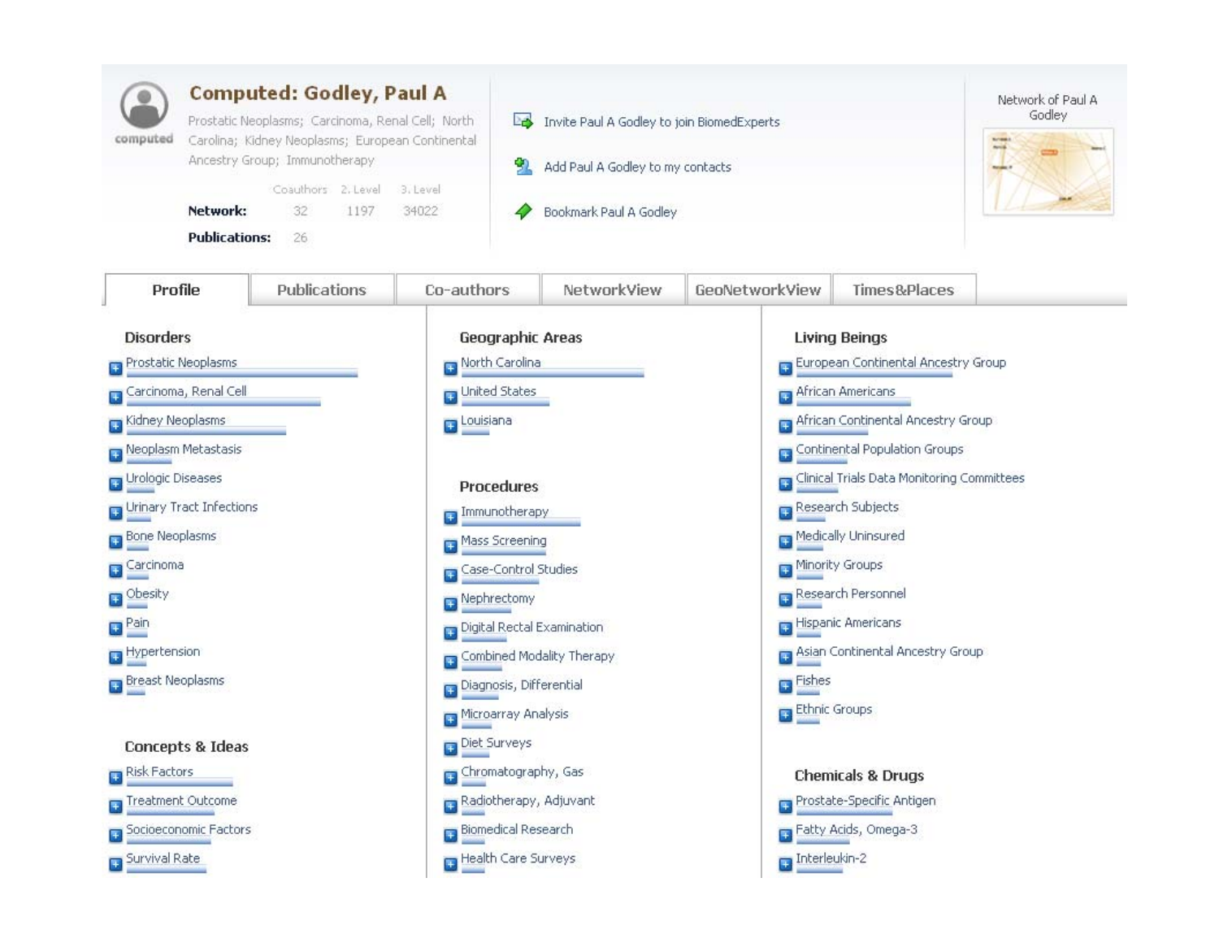# Computed: Godley, Paul A

Prostatic Neoplasms; Carcinoma, Renal Cell; North Carolina; Kidney Neoplasms; European Continental Ancestry Group; Immunotherapy

| | Coauthors | 2. Level | 3. Level |
|---|---|---|---|
| **Network:** | 32 | 1197 | 34022 |
| **Publications:** | 26 | | |

Invite Paul A Godley to join BiomedExperts

Add Paul A Godley to my contacts

Bookmark Paul A Godley

Network of Paul A Godley

Profile | Publications | Co-authors | NetworkView | GeoNetworkView | Times&Places

### Disorders

- Prostatic Neoplasms
- Carcinoma, Renal Cell
- Kidney Neoplasms
- Neoplasm Metastasis
- Urologic Diseases
- Urinary Tract Infections
- Bone Neoplasms
- Carcinoma
- Obesity
- Pain
- Hypertension
- Breast Neoplasms

### Concepts & Ideas

- Risk Factors
- Treatment Outcome
- Socioeconomic Factors
- Survival Rate

### Geographic Areas

- North Carolina
- United States
- Louisiana

### Procedures

- Immunotherapy
- Mass Screening
- Case-Control Studies
- Nephrectomy
- Digital Rectal Examination
- Combined Modality Therapy
- Diagnosis, Differential
- Microarray Analysis
- Diet Surveys
- Chromatography, Gas
- Radiotherapy, Adjuvant
- Biomedical Research
- Health Care Surveys

### Living Beings

- European Continental Ancestry Group
- African Americans
- African Continental Ancestry Group
- Continental Population Groups
- Clinical Trials Data Monitoring Committees
- Research Subjects
- Medically Uninsured
- Minority Groups
- Research Personnel
- Hispanic Americans
- Asian Continental Ancestry Group
- Fishes
- Ethnic Groups

### Chemicals & Drugs

- Prostate-Specific Antigen
- Fatty Acids, Omega-3
- Interleukin-2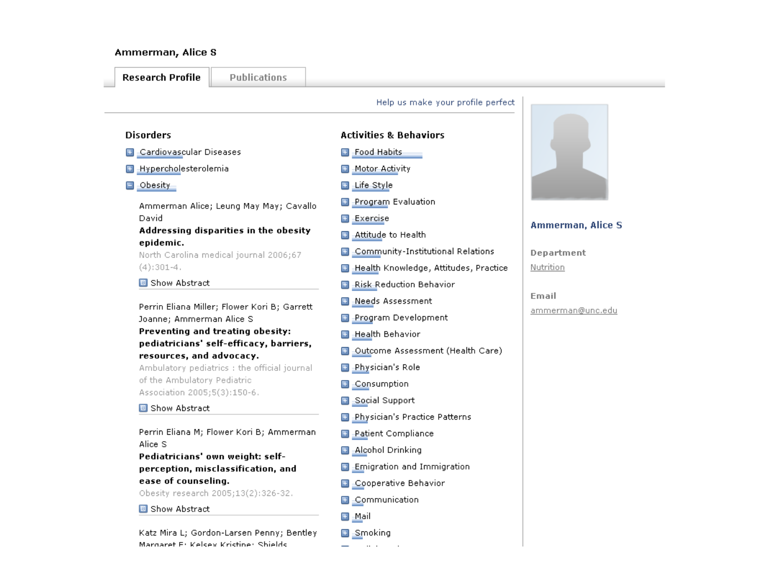## Ammerman, Alice S

Research Profile | Publications

Help us make your profile perfect

### Disorders

- Cardiovascular Diseases
- Hypercholesterolemia
- Obesity

Ammerman Alice; Leung May May; Cavallo David
**Addressing disparities in the obesity epidemic.**
North Carolina medical journal 2006;67 (4):301-4.
Show Abstract

Perrin Eliana Miller; Flower Kori B; Garrett Joanne; Ammerman Alice S
**Preventing and treating obesity: pediatricians' self-efficacy, barriers, resources, and advocacy.**
Ambulatory pediatrics : the official journal of the Ambulatory Pediatric Association 2005;5(3):150-6.
Show Abstract

Perrin Eliana M; Flower Kori B; Ammerman Alice S
**Pediatricians' own weight: self-perception, misclassification, and ease of counseling.**
Obesity research 2005;13(2):326-32.
Show Abstract

Katz Mira L; Gordon-Larsen Penny; Bentley Margaret E; Kelsey Kristine; Shields

### Activities & Behaviors

- Food Habits
- Motor Activity
- Life Style
- Program Evaluation
- Exercise
- Attitude to Health
- Community-Institutional Relations
- Health Knowledge, Attitudes, Practice
- Risk Reduction Behavior
- Needs Assessment
- Program Development
- Health Behavior
- Outcome Assessment (Health Care)
- Physician's Role
- Consumption
- Social Support
- Physician's Practice Patterns
- Patient Compliance
- Alcohol Drinking
- Emigration and Immigration
- Cooperative Behavior
- Communication
- Mail
- Smoking

**Ammerman, Alice S**

**Department**
Nutrition

**Email**
ammerman@unc.edu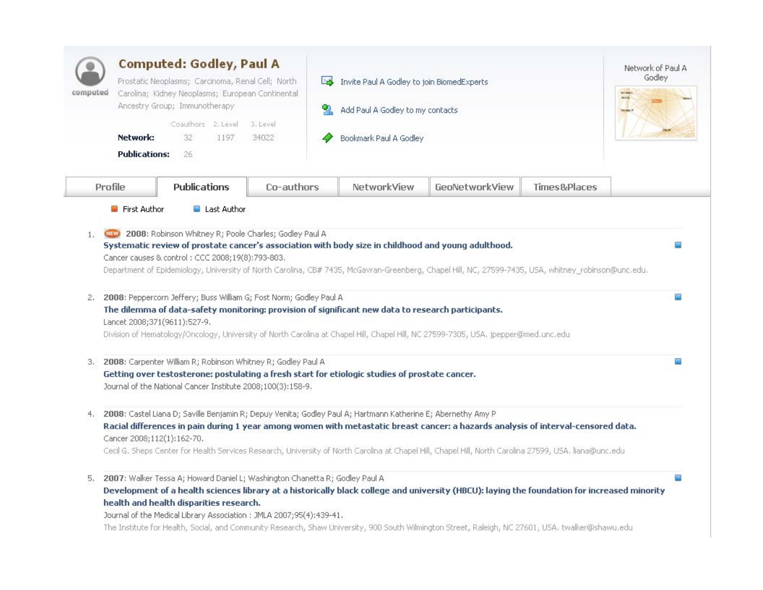## Computed: Godley, Paul A

computed

Prostatic Neoplasms; Carcinoma, Renal Cell; North Carolina; Kidney Neoplasms; European Continental Ancestry Group; Immunotherapy

| | Coauthors | 2. Level | 3. Level |
|---|---|---|---|
| **Network:** | 32 | 1197 | 34022 |
| **Publications:** | 26 | | |

Invite Paul A Godley to join BiomedExperts

Add Paul A Godley to my contacts

Bookmark Paul A Godley

Network of Paul A Godley

Profile | **Publications** | Co-authors | NetworkView | GeoNetworkView | Times&Places

First Author   Last Author

1. NEW **2008**: Robinson Whitney R; Poole Charles; Godley Paul A
   **Systematic review of prostate cancer's association with body size in childhood and young adulthood.**
   Cancer causes & control : CCC 2008;19(8):793-803.
   Department of Epidemiology, University of North Carolina, CB# 7435, McGavran-Greenberg, Chapel Hill, NC, 27599-7435, USA, whitney_robinson@unc.edu.

2. **2008**: Peppercorn Jeffery; Buss William G; Fost Norm; Godley Paul A
   **The dilemma of data-safety monitoring: provision of significant new data to research participants.**
   Lancet 2008;371(9611):527-9.
   Division of Hematology/Oncology, University of North Carolina at Chapel Hill, Chapel Hill, NC 27599-7305, USA. jpepper@med.unc.edu

3. **2008**: Carpenter William R; Robinson Whitney R; Godley Paul A
   **Getting over testosterone: postulating a fresh start for etiologic studies of prostate cancer.**
   Journal of the National Cancer Institute 2008;100(3):158-9.

4. **2008**: Castel Liana D; Saville Benjamin R; Depuy Venita; Godley Paul A; Hartmann Katherine E; Abernethy Amy P
   **Racial differences in pain during 1 year among women with metastatic breast cancer: a hazards analysis of interval-censored data.**
   Cancer 2008;112(1):162-70.
   Cecil G. Sheps Center for Health Services Research, University of North Carolina at Chapel Hill, Chapel Hill, North Carolina 27599, USA. liana@unc.edu

5. **2007**: Walker Tessa A; Howard Daniel L; Washington Chanetta R; Godley Paul A
   **Development of a health sciences library at a historically black college and university (HBCU): laying the foundation for increased minority health and health disparities research.**
   Journal of the Medical Library Association : JMLA 2007;95(4):439-41.
   The Institute for Health, Social, and Community Research, Shaw University, 900 South Wilmington Street, Raleigh, NC 27601, USA. twalker@shawu.edu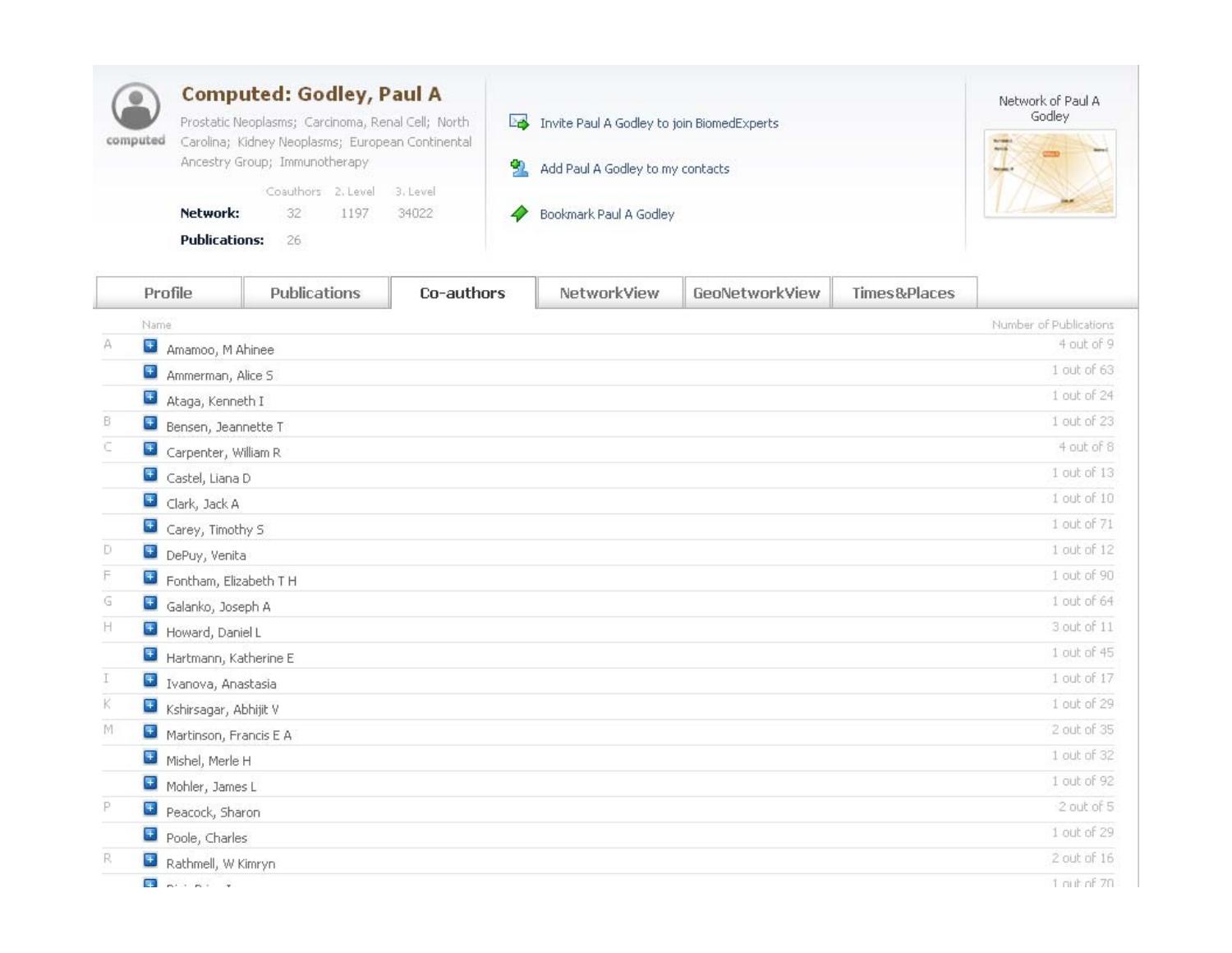# Computed: Godley, Paul A

computed

Prostatic Neoplasms; Carcinoma, Renal Cell; North Carolina; Kidney Neoplasms; European Continental Ancestry Group; Immunotherapy

| | Coauthors | 2. Level | 3. Level |
|---|---|---|---|
| **Network:** | 32 | 1197 | 34022 |
| **Publications:** | 26 | | |

Invite Paul A Godley to join BiomedExperts

Add Paul A Godley to my contacts

Bookmark Paul A Godley

Network of Paul A Godley

Profile | Publications | Co-authors | NetworkView | GeoNetworkView | Times&Places

| | Name | Number of Publications |
|---|---|---|
| A | Amamoo, M Ahinee | 4 out of 9 |
| | Ammerman, Alice S | 1 out of 63 |
| | Ataga, Kenneth I | 1 out of 24 |
| B | Bensen, Jeannette T | 1 out of 23 |
| C | Carpenter, William R | 4 out of 8 |
| | Castel, Liana D | 1 out of 13 |
| | Clark, Jack A | 1 out of 10 |
| | Carey, Timothy S | 1 out of 71 |
| D | DePuy, Venita | 1 out of 12 |
| F | Fontham, Elizabeth T H | 1 out of 90 |
| G | Galanko, Joseph A | 1 out of 64 |
| H | Howard, Daniel L | 3 out of 11 |
| | Hartmann, Katherine E | 1 out of 45 |
| I | Ivanova, Anastasia | 1 out of 17 |
| K | Kshirsagar, Abhijit V | 1 out of 29 |
| M | Martinson, Francis E A | 2 out of 35 |
| | Mishel, Merle H | 1 out of 32 |
| | Mohler, James L | 1 out of 92 |
| P | Peacock, Sharon | 2 out of 5 |
| | Poole, Charles | 1 out of 29 |
| R | Rathmell, W Kimryn | 2 out of 16 |
| | | 1 out of 70 |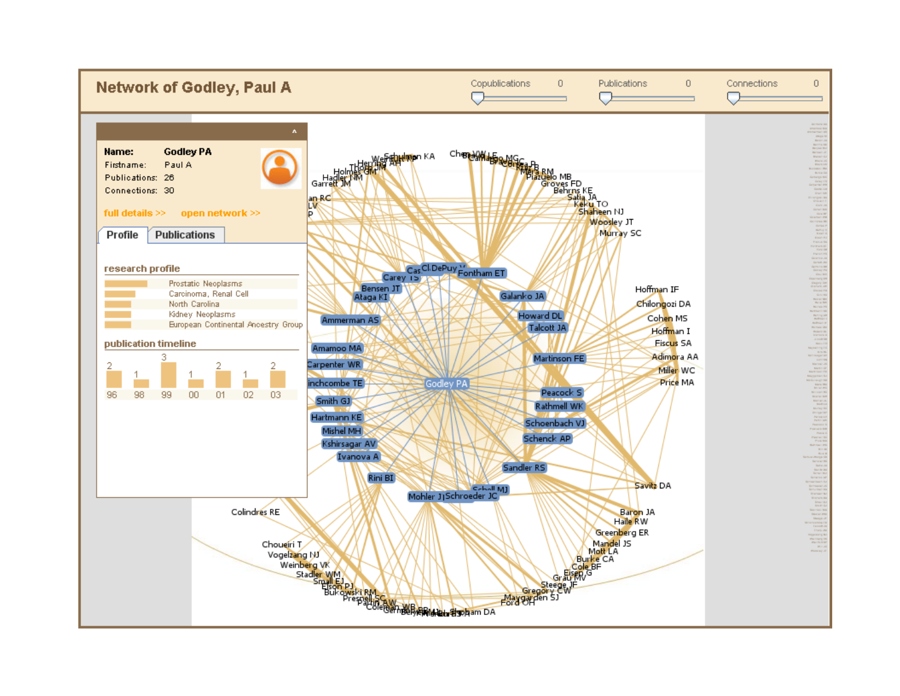# Network of Godley, Paul A

Copublications 0 | Publications 0 | Connections 0

**Name:** Godley PA
Firstname: Paul A
Publications: 26
Connections: 30

full details >> open network >>

**Profile** | **Publications**

## research profile

- Prostatic Neoplasms
- Carcinoma, Renal Cell
- North Carolina
- Kidney Neoplasms
- European Continental Ancestry Group

## publication timeline

| 96 | 98 | 99 | 00 | 01 | 02 | 03 |
|---|---|---|---|---|---|---|
| 2 | 1 | 3 | 1 | 2 | 1 | 2 |

Godley PA — Carey TS, Cas, Cl, DePuy V, Fontham ET, Bensen JT, Ataga KI, Galanko JA, Howard DL, Talcott JA, Ammerman AS, Amamoo MA, Carpenter WR, Martinson FE, inchcombe TE, Smith GJ, Peacock S, Rathmell WK, Hartmann KE, Schoenbach VJ, Mishel MH, Schenck AP, Kshirsagar AV, Ivanova A, Sandler RS, Rini BI, Schell MJ, Mohler JL, Schroeder JC

Schulman KA, Chen VW, Weinfurt KP, Herring AH, Holmes GM, Thorp JM, Hadler NM, Garrett JM, Piazuelo MB, Groves FD, Behrns KE, Satia JA, Keku TO, Shaheen NJ, Woosley JT, Murray SC, Hoffman IF, Chilongozi DA, Cohen MS, Hoffman I, Fiscus SA, Adimora AA, Miller WC, Price MA, Savitz DA, Baron JA, Haile RW, Greenberg ER, Mandel JS, Mott LA, Burke CA, Cole BF, Eisen G, Grau MV, Steege JF, Gregory CW, Maygarden SJ, Ford OH, Colindres RE, Choueiri T, Vogelzang NJ, Weinberg VK, Stadler WM, Small EJ, Elson PJ, Bukowski RM, Presnell SC, Pakin AW, Coleman WB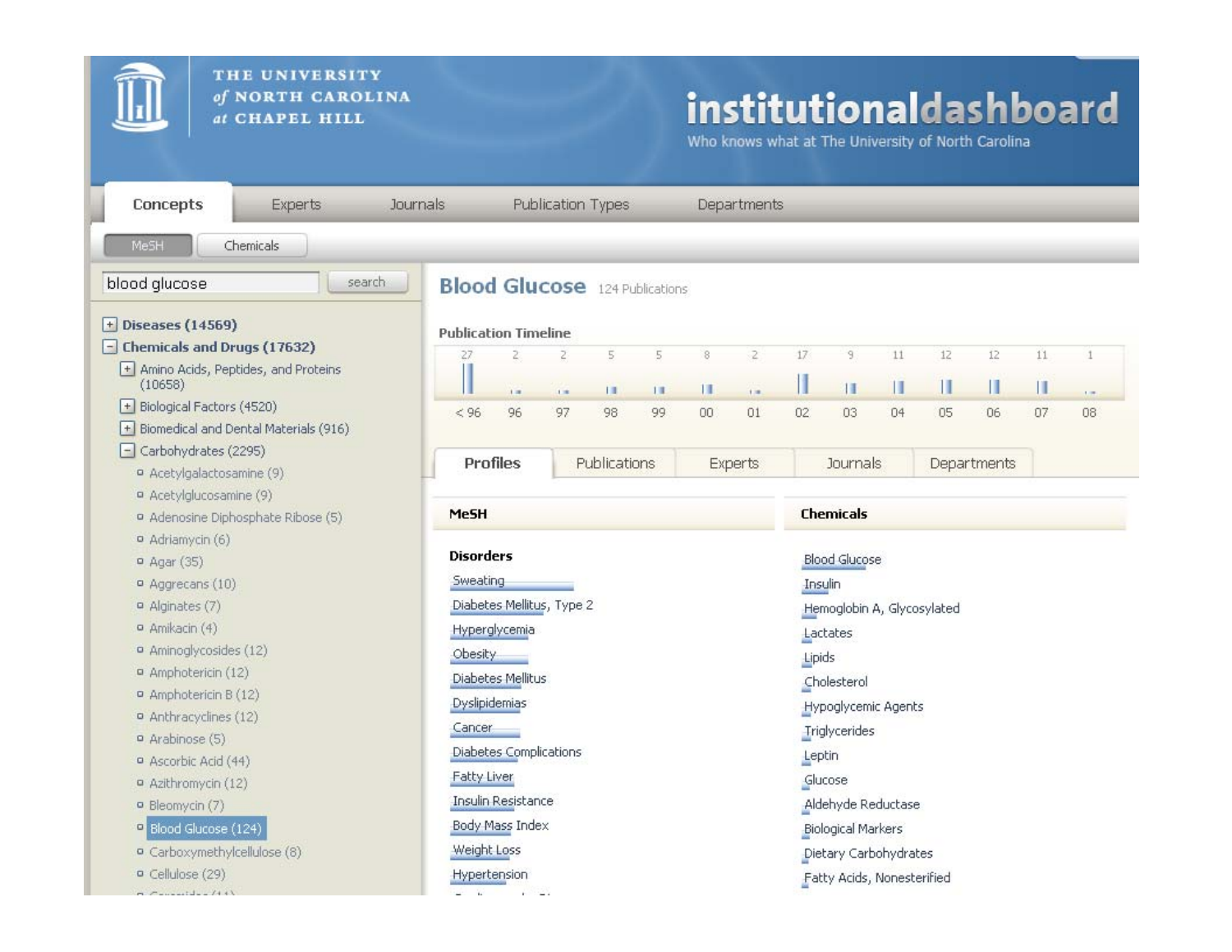THE UNIVERSITY of NORTH CAROLINA at CHAPEL HILL

# institutionaldashboard

Who knows what at The University of North Carolina

Concepts | Experts | Journals | Publication Types | Departments

MeSH | Chemicals

blood glucose [search]

- Diseases (14569)
- Chemicals and Drugs (17632)
  - Amino Acids, Peptides, and Proteins (10658)
  - Biological Factors (4520)
  - Biomedical and Dental Materials (916)
  - Carbohydrates (2295)
    - Acetylgalactosamine (9)
    - Acetylglucosamine (9)
    - Adenosine Diphosphate Ribose (5)
    - Adriamycin (6)
    - Agar (35)
    - Aggrecans (10)
    - Alginates (7)
    - Amikacin (4)
    - Aminoglycosides (12)
    - Amphotericin (12)
    - Amphotericin B (12)
    - Anthracyclines (12)
    - Arabinose (5)
    - Ascorbic Acid (44)
    - Azithromycin (12)
    - Bleomycin (7)
    - Blood Glucose (124)
    - Carboxymethylcellulose (8)
    - Cellulose (29)

## Blood Glucose

124 Publications

### Publication Timeline

| < 96 | 96 | 97 | 98 | 99 | 00 | 01 | 02 | 03 | 04 | 05 | 06 | 07 | 08 |
|---|---|---|---|---|---|---|---|---|---|---|---|---|---|
| 27 | 2 | 2 | 5 | 5 | 8 | 2 | 17 | 9 | 11 | 12 | 12 | 11 | 1 |

Profiles | Publications | Experts | Journals | Departments

| MeSH | Chemicals |
|---|---|
| **Disorders** | |
| Sweating | Blood Glucose |
| Diabetes Mellitus, Type 2 | Insulin |
| Hyperglycemia | Hemoglobin A, Glycosylated |
| Obesity | Lactates |
| Diabetes Mellitus | Lipids |
| Dyslipidemias | Cholesterol |
| Cancer | Hypoglycemic Agents |
| Diabetes Complications | Triglycerides |
| Fatty Liver | Leptin |
| Insulin Resistance | Glucose |
| Body Mass Index | Aldehyde Reductase |
| Weight Loss | Biological Markers |
| Hypertension | Dietary Carbohydrates |
| | Fatty Acids, Nonesterified |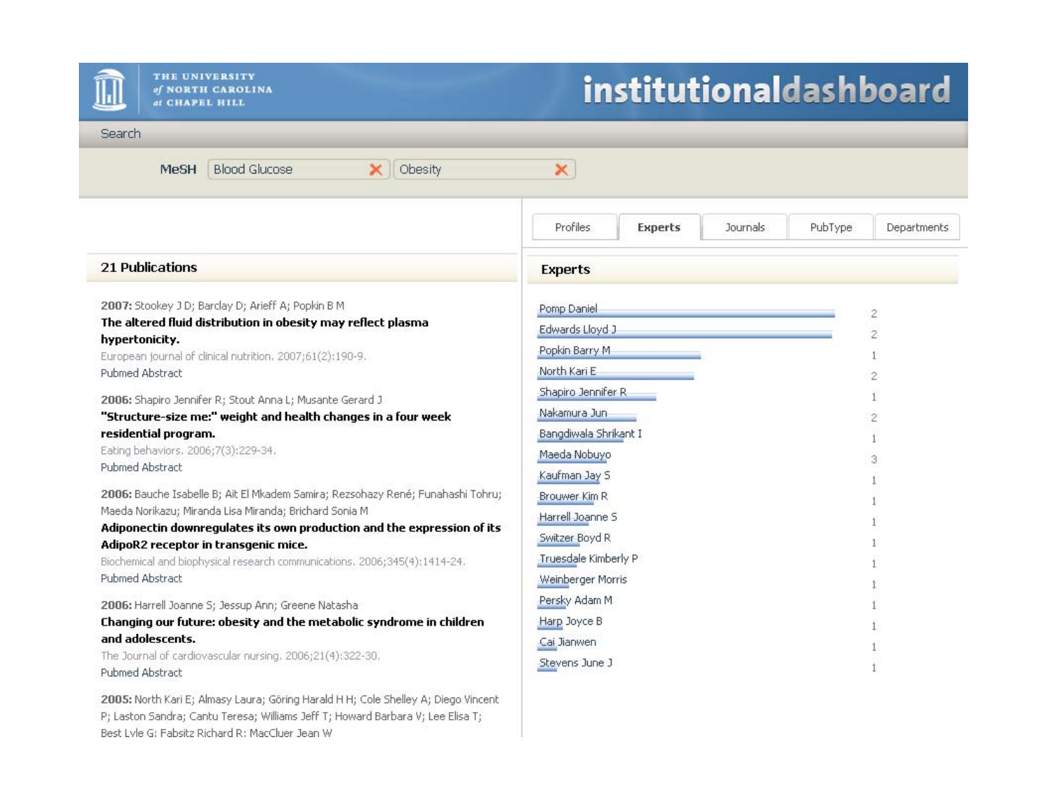THE UNIVERSITY of NORTH CAROLINA at CHAPEL HILL

institutionaldashboard

Search

MeSH Blood Glucose Obesity

Profiles | Experts | Journals | PubType | Departments

## 21 Publications

**2007:** Stookey J D; Barclay D; Arieff A; Popkin B M
**The altered fluid distribution in obesity may reflect plasma hypertonicity.**
European journal of clinical nutrition. 2007;61(2):190-9.
Pubmed Abstract

**2006:** Shapiro Jennifer R; Stout Anna L; Musante Gerard J
**"Structure-size me:" weight and health changes in a four week residential program.**
Eating behaviors. 2006;7(3):229-34.
Pubmed Abstract

**2006:** Bauche Isabelle B; Ait El Mkadem Samira; Rezsohazy René; Funahashi Tohru; Maeda Norikazu; Miranda Lisa Miranda; Brichard Sonia M
**Adiponectin downregulates its own production and the expression of its AdipoR2 receptor in transgenic mice.**
Biochemical and biophysical research communications. 2006;345(4):1414-24.
Pubmed Abstract

**2006:** Harrell Joanne S; Jessup Ann; Greene Natasha
**Changing our future: obesity and the metabolic syndrome in children and adolescents.**
The Journal of cardiovascular nursing. 2006;21(4):322-30.
Pubmed Abstract

**2005:** North Kari E; Almasy Laura; Göring Harald H H; Cole Shelley A; Diego Vincent P; Laston Sandra; Cantu Teresa; Williams Jeff T; Howard Barbara V; Lee Elisa T; Best Lyle G; Fabsitz Richard R; MacCluer Jean W

## Experts

Pomp Daniel 2
Edwards Lloyd J 2
Popkin Barry M 1
North Kari E 2
Shapiro Jennifer R 1
Nakamura Jun 2
Bangdiwala Shrikant I 1
Maeda Nobuyo 3
Kaufman Jay S 1
Brouwer Kim R 1
Harrell Joanne S 1
Switzer Boyd R 1
Truesdale Kimberly P 1
Weinberger Morris 1
Persky Adam M 1
Harp Joyce B 1
Cai Jianwen 1
Stevens June J 1